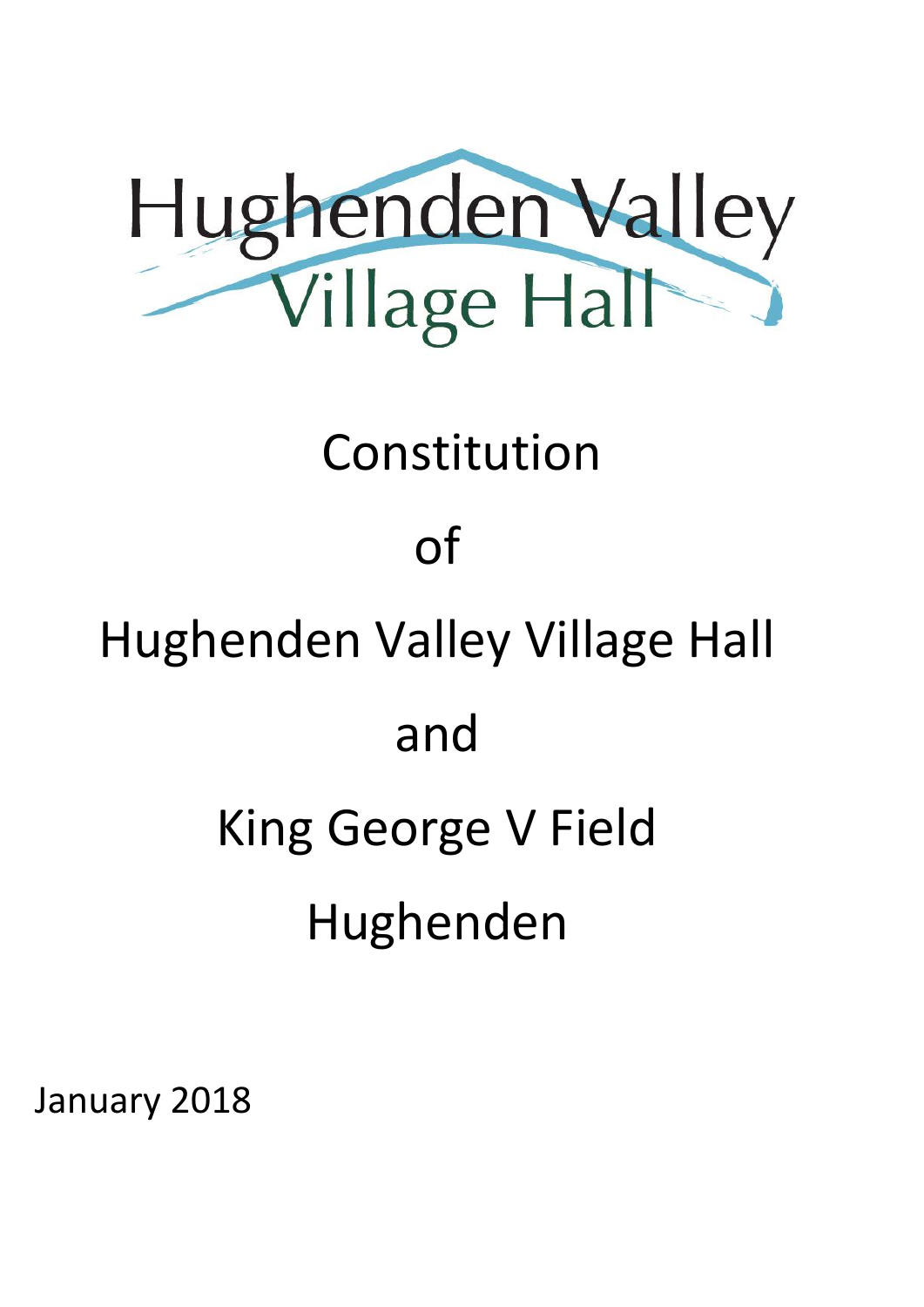Hughenden Valley
Village Hall

# Constitution

# of

# Hughenden Valley Village Hall

# and

# King George V Field

# Hughenden

January 2018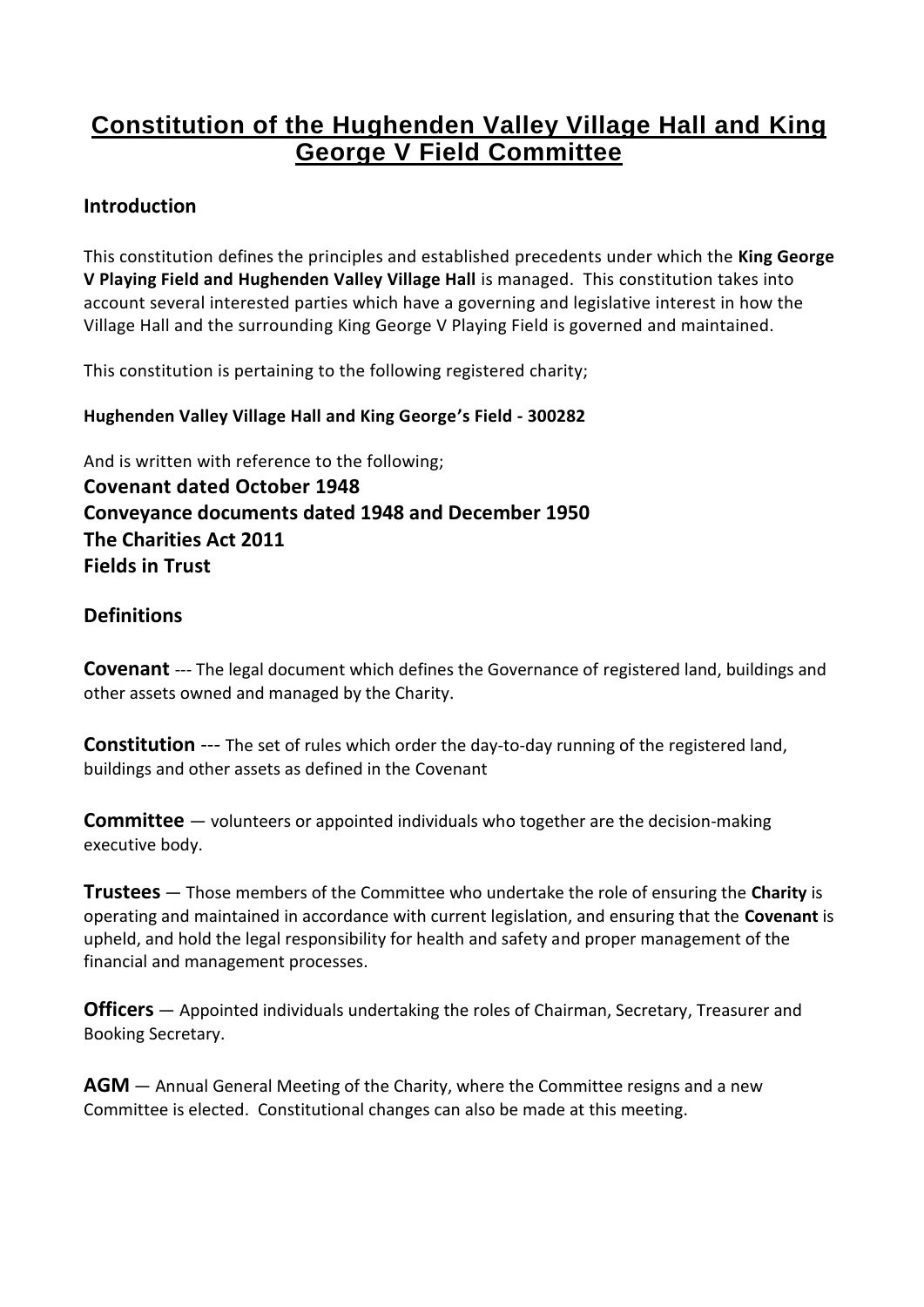# Constitution of the Hughenden Valley Village Hall and King George V Field Committee

## Introduction

This constitution defines the principles and established precedents under which the **King George V Playing Field and Hughenden Valley Village Hall** is managed. This constitution takes into account several interested parties which have a governing and legislative interest in how the Village Hall and the surrounding King George V Playing Field is governed and maintained.

This constitution is pertaining to the following registered charity;

**Hughenden Valley Village Hall and King George's Field - 300282**

And is written with reference to the following;

**Covenant dated October 1948**
**Conveyance documents dated 1948 and December 1950**
**The Charities Act 2011**
**Fields in Trust**

## Definitions

**Covenant** --- The legal document which defines the Governance of registered land, buildings and other assets owned and managed by the Charity.

**Constitution** --- The set of rules which order the day-to-day running of the registered land, buildings and other assets as defined in the Covenant

**Committee** — volunteers or appointed individuals who together are the decision-making executive body.

**Trustees** — Those members of the Committee who undertake the role of ensuring the **Charity** is operating and maintained in accordance with current legislation, and ensuring that the **Covenant** is upheld, and hold the legal responsibility for health and safety and proper management of the financial and management processes.

**Officers** — Appointed individuals undertaking the roles of Chairman, Secretary, Treasurer and Booking Secretary.

**AGM** — Annual General Meeting of the Charity, where the Committee resigns and a new Committee is elected. Constitutional changes can also be made at this meeting.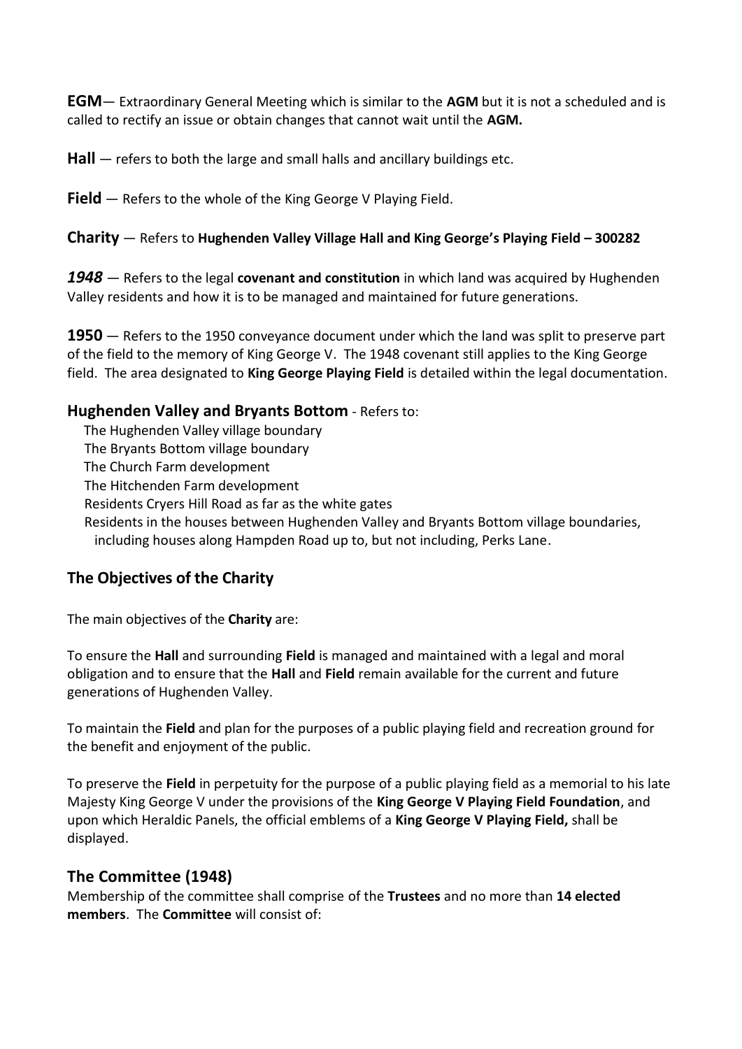**EGM**— Extraordinary General Meeting which is similar to the **AGM** but it is not a scheduled and is called to rectify an issue or obtain changes that cannot wait until the **AGM.**

**Hall** — refers to both the large and small halls and ancillary buildings etc.

**Field** — Refers to the whole of the King George V Playing Field.

**Charity** — Refers to **Hughenden Valley Village Hall and King George's Playing Field – 300282**

***1948*** — Refers to the legal **covenant and constitution** in which land was acquired by Hughenden Valley residents and how it is to be managed and maintained for future generations.

**1950** — Refers to the 1950 conveyance document under which the land was split to preserve part of the field to the memory of King George V. The 1948 covenant still applies to the King George field. The area designated to **King George Playing Field** is detailed within the legal documentation.

**Hughenden Valley and Bryants Bottom** - Refers to:

- The Hughenden Valley village boundary
- The Bryants Bottom village boundary
- The Church Farm development
- The Hitchenden Farm development
- Residents Cryers Hill Road as far as the white gates
- Residents in the houses between Hughenden Valley and Bryants Bottom village boundaries, including houses along Hampden Road up to, but not including, Perks Lane.

## The Objectives of the Charity

The main objectives of the **Charity** are:

To ensure the **Hall** and surrounding **Field** is managed and maintained with a legal and moral obligation and to ensure that the **Hall** and **Field** remain available for the current and future generations of Hughenden Valley.

To maintain the **Field** and plan for the purposes of a public playing field and recreation ground for the benefit and enjoyment of the public.

To preserve the **Field** in perpetuity for the purpose of a public playing field as a memorial to his late Majesty King George V under the provisions of the **King George V Playing Field Foundation**, and upon which Heraldic Panels, the official emblems of a **King George V Playing Field,** shall be displayed.

## The Committee (1948)

Membership of the committee shall comprise of the **Trustees** and no more than **14 elected members**. The **Committee** will consist of: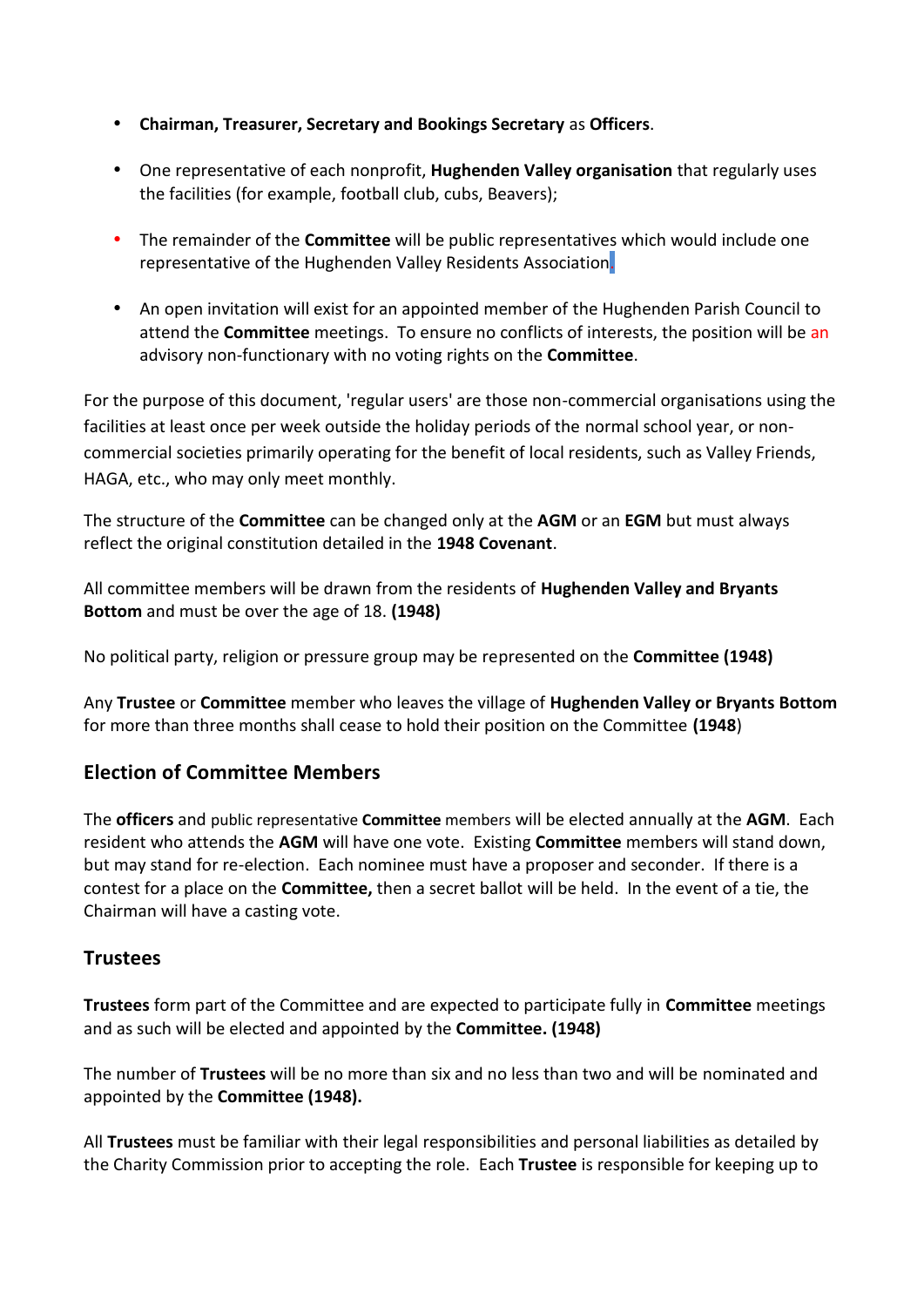- **Chairman, Treasurer, Secretary and Bookings Secretary** as **Officers**.
- One representative of each nonprofit, **Hughenden Valley organisation** that regularly uses the facilities (for example, football club, cubs, Beavers);
- The remainder of the **Committee** will be public representatives which would include one representative of the Hughenden Valley Residents Association.
- An open invitation will exist for an appointed member of the Hughenden Parish Council to attend the **Committee** meetings. To ensure no conflicts of interests, the position will be an advisory non-functionary with no voting rights on the **Committee**.

For the purpose of this document, 'regular users' are those non-commercial organisations using the facilities at least once per week outside the holiday periods of the normal school year, or non-commercial societies primarily operating for the benefit of local residents, such as Valley Friends, HAGA, etc., who may only meet monthly.

The structure of the **Committee** can be changed only at the **AGM** or an **EGM** but must always reflect the original constitution detailed in the **1948 Covenant**.

All committee members will be drawn from the residents of **Hughenden Valley and Bryants Bottom** and must be over the age of 18. **(1948)**

No political party, religion or pressure group may be represented on the **Committee (1948)**

Any **Trustee** or **Committee** member who leaves the village of **Hughenden Valley or Bryants Bottom** for more than three months shall cease to hold their position on the Committee **(1948**)

## Election of Committee Members

The **officers** and public representative **Committee** members will be elected annually at the **AGM**. Each resident who attends the **AGM** will have one vote. Existing **Committee** members will stand down, but may stand for re-election. Each nominee must have a proposer and seconder. If there is a contest for a place on the **Committee,** then a secret ballot will be held. In the event of a tie, the Chairman will have a casting vote.

## Trustees

**Trustees** form part of the Committee and are expected to participate fully in **Committee** meetings and as such will be elected and appointed by the **Committee. (1948)**

The number of **Trustees** will be no more than six and no less than two and will be nominated and appointed by the **Committee (1948).**

All **Trustees** must be familiar with their legal responsibilities and personal liabilities as detailed by the Charity Commission prior to accepting the role. Each **Trustee** is responsible for keeping up to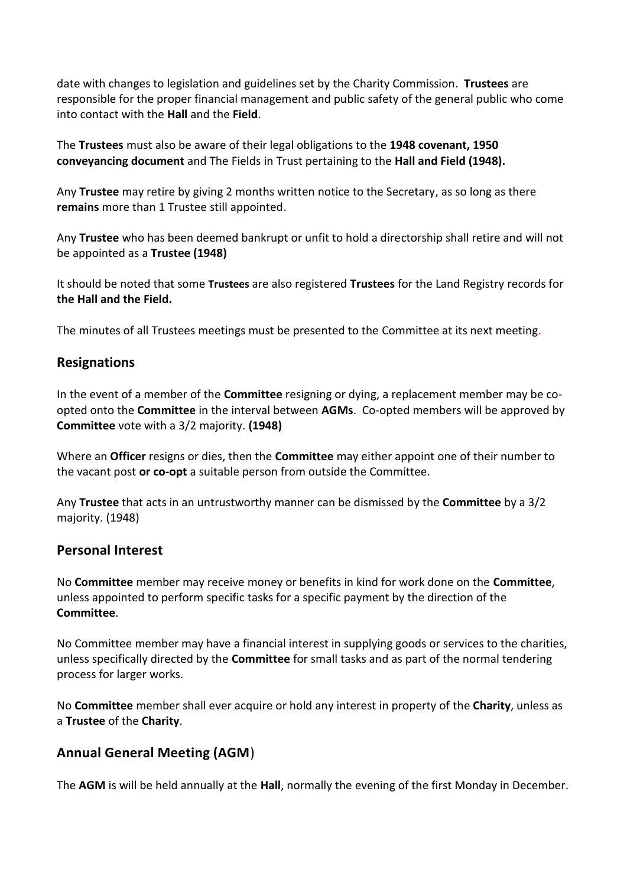date with changes to legislation and guidelines set by the Charity Commission. **Trustees** are responsible for the proper financial management and public safety of the general public who come into contact with the **Hall** and the **Field**.

The **Trustees** must also be aware of their legal obligations to the **1948 covenant, 1950 conveyancing document** and The Fields in Trust pertaining to the **Hall and Field (1948).**

Any **Trustee** may retire by giving 2 months written notice to the Secretary, as so long as there **remains** more than 1 Trustee still appointed.

Any **Trustee** who has been deemed bankrupt or unfit to hold a directorship shall retire and will not be appointed as a **Trustee (1948)**

It should be noted that some **Trustees** are also registered **Trustees** for the Land Registry records for **the Hall and the Field.**

The minutes of all Trustees meetings must be presented to the Committee at its next meeting.

## Resignations

In the event of a member of the **Committee** resigning or dying, a replacement member may be co-opted onto the **Committee** in the interval between **AGMs**. Co-opted members will be approved by **Committee** vote with a 3/2 majority. **(1948)**

Where an **Officer** resigns or dies, then the **Committee** may either appoint one of their number to the vacant post **or co-opt** a suitable person from outside the Committee.

Any **Trustee** that acts in an untrustworthy manner can be dismissed by the **Committee** by a 3/2 majority. (1948)

## Personal Interest

No **Committee** member may receive money or benefits in kind for work done on the **Committee**, unless appointed to perform specific tasks for a specific payment by the direction of the **Committee**.

No Committee member may have a financial interest in supplying goods or services to the charities, unless specifically directed by the **Committee** for small tasks and as part of the normal tendering process for larger works.

No **Committee** member shall ever acquire or hold any interest in property of the **Charity**, unless as a **Trustee** of the **Charity**.

## Annual General Meeting (AGM)

The **AGM** is will be held annually at the **Hall**, normally the evening of the first Monday in December.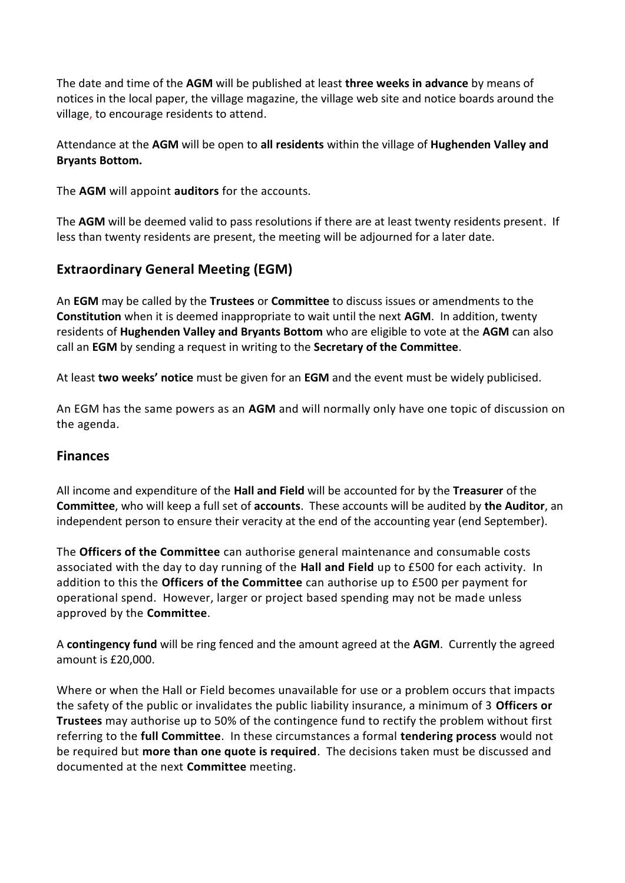The date and time of the **AGM** will be published at least **three weeks in advance** by means of notices in the local paper, the village magazine, the village web site and notice boards around the village, to encourage residents to attend.

Attendance at the **AGM** will be open to **all residents** within the village of **Hughenden Valley and Bryants Bottom.**

The **AGM** will appoint **auditors** for the accounts.

The **AGM** will be deemed valid to pass resolutions if there are at least twenty residents present. If less than twenty residents are present, the meeting will be adjourned for a later date.

## Extraordinary General Meeting (EGM)

An **EGM** may be called by the **Trustees** or **Committee** to discuss issues or amendments to the **Constitution** when it is deemed inappropriate to wait until the next **AGM**. In addition, twenty residents of **Hughenden Valley and Bryants Bottom** who are eligible to vote at the **AGM** can also call an **EGM** by sending a request in writing to the **Secretary of the Committee**.

At least **two weeks' notice** must be given for an **EGM** and the event must be widely publicised.

An EGM has the same powers as an **AGM** and will normally only have one topic of discussion on the agenda.

## Finances

All income and expenditure of the **Hall and Field** will be accounted for by the **Treasurer** of the **Committee**, who will keep a full set of **accounts**. These accounts will be audited by **the Auditor**, an independent person to ensure their veracity at the end of the accounting year (end September).

The **Officers of the Committee** can authorise general maintenance and consumable costs associated with the day to day running of the **Hall and Field** up to £500 for each activity. In addition to this the **Officers of the Committee** can authorise up to £500 per payment for operational spend. However, larger or project based spending may not be made unless approved by the **Committee**.

A **contingency fund** will be ring fenced and the amount agreed at the **AGM**. Currently the agreed amount is £20,000.

Where or when the Hall or Field becomes unavailable for use or a problem occurs that impacts the safety of the public or invalidates the public liability insurance, a minimum of 3 **Officers or Trustees** may authorise up to 50% of the contingence fund to rectify the problem without first referring to the **full Committee**. In these circumstances a formal **tendering process** would not be required but **more than one quote is required**. The decisions taken must be discussed and documented at the next **Committee** meeting.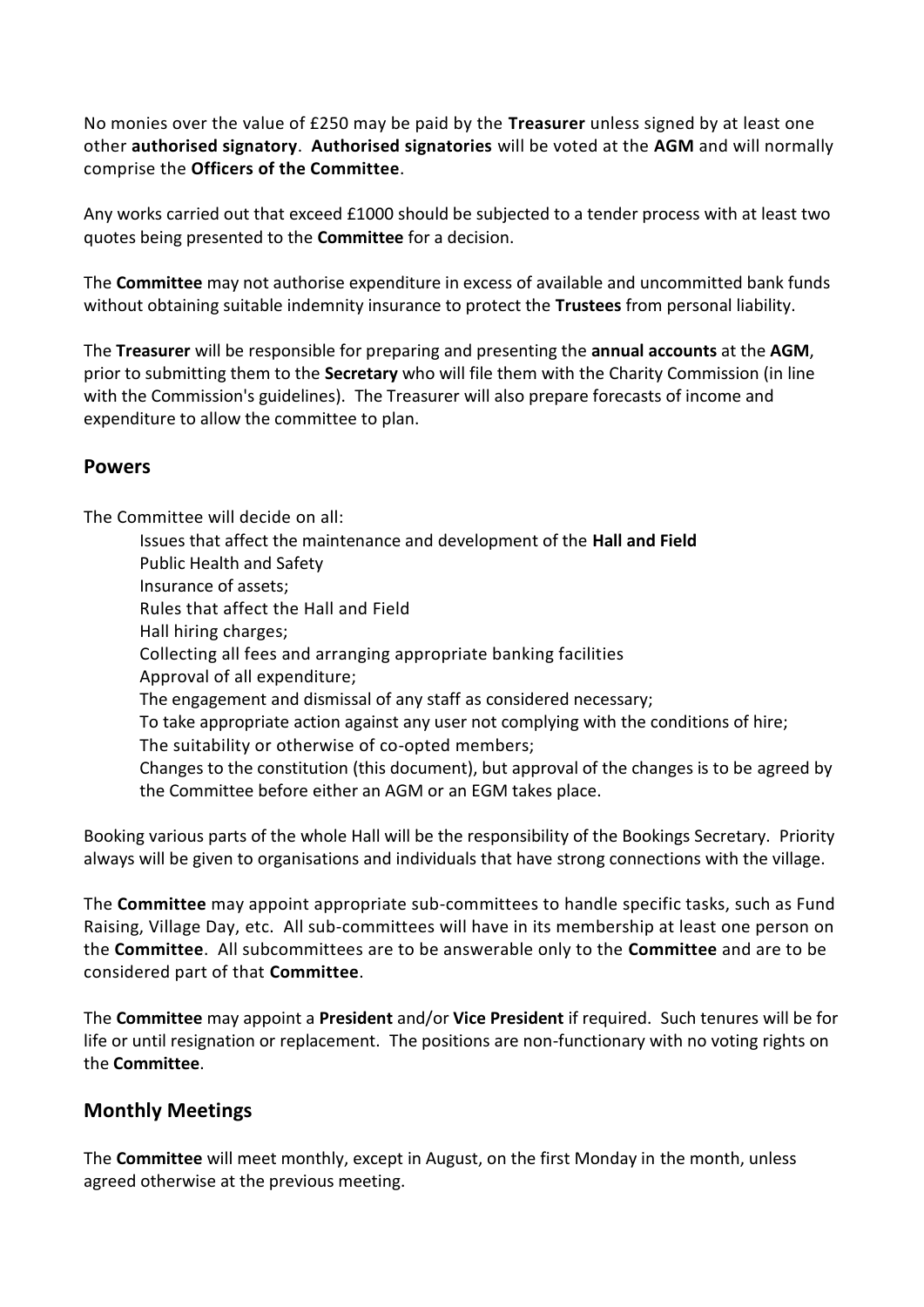No monies over the value of £250 may be paid by the **Treasurer** unless signed by at least one other **authorised signatory**. **Authorised signatories** will be voted at the **AGM** and will normally comprise the **Officers of the Committee**.

Any works carried out that exceed £1000 should be subjected to a tender process with at least two quotes being presented to the **Committee** for a decision.

The **Committee** may not authorise expenditure in excess of available and uncommitted bank funds without obtaining suitable indemnity insurance to protect the **Trustees** from personal liability.

The **Treasurer** will be responsible for preparing and presenting the **annual accounts** at the **AGM**, prior to submitting them to the **Secretary** who will file them with the Charity Commission (in line with the Commission's guidelines). The Treasurer will also prepare forecasts of income and expenditure to allow the committee to plan.

## Powers

The Committee will decide on all:

- Issues that affect the maintenance and development of the **Hall and Field**
- Public Health and Safety
- Insurance of assets;
- Rules that affect the Hall and Field
- Hall hiring charges;
- Collecting all fees and arranging appropriate banking facilities
- Approval of all expenditure;
- The engagement and dismissal of any staff as considered necessary;
- To take appropriate action against any user not complying with the conditions of hire;
- The suitability or otherwise of co-opted members;
- Changes to the constitution (this document), but approval of the changes is to be agreed by the Committee before either an AGM or an EGM takes place.

Booking various parts of the whole Hall will be the responsibility of the Bookings Secretary. Priority always will be given to organisations and individuals that have strong connections with the village.

The **Committee** may appoint appropriate sub-committees to handle specific tasks, such as Fund Raising, Village Day, etc. All sub-committees will have in its membership at least one person on the **Committee**. All subcommittees are to be answerable only to the **Committee** and are to be considered part of that **Committee**.

The **Committee** may appoint a **President** and/or **Vice President** if required. Such tenures will be for life or until resignation or replacement. The positions are non-functionary with no voting rights on the **Committee**.

## Monthly Meetings

The **Committee** will meet monthly, except in August, on the first Monday in the month, unless agreed otherwise at the previous meeting.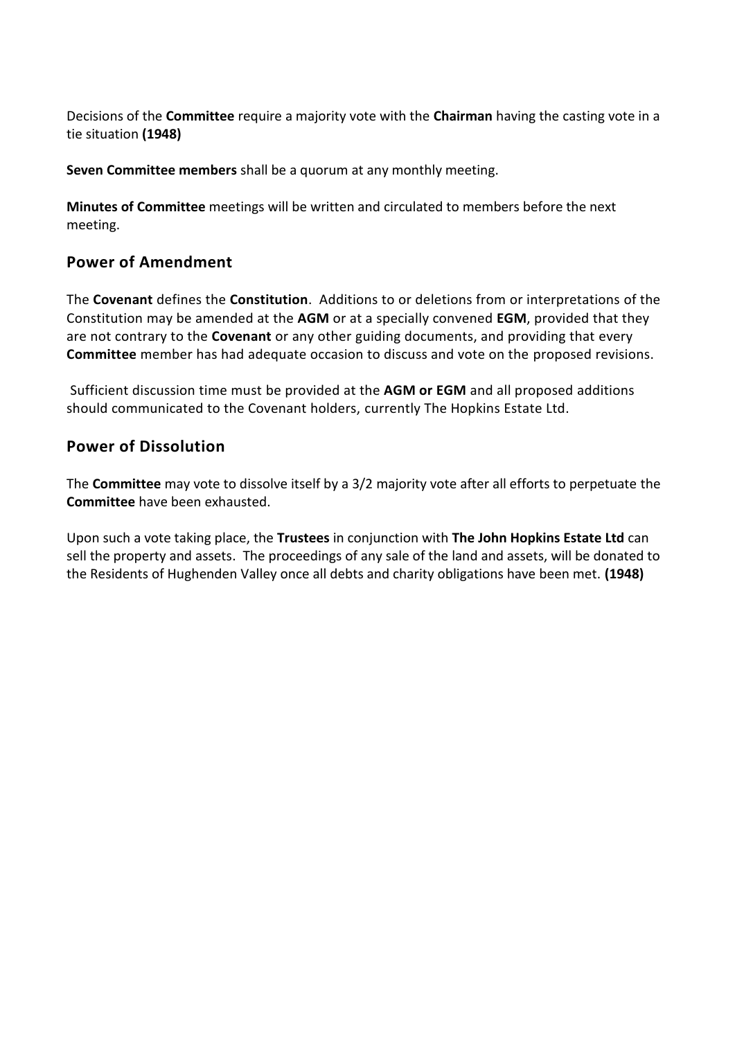Decisions of the **Committee** require a majority vote with the **Chairman** having the casting vote in a tie situation **(1948)**

**Seven Committee members** shall be a quorum at any monthly meeting.

**Minutes of Committee** meetings will be written and circulated to members before the next meeting.

## Power of Amendment

The **Covenant** defines the **Constitution**. Additions to or deletions from or interpretations of the Constitution may be amended at the **AGM** or at a specially convened **EGM**, provided that they are not contrary to the **Covenant** or any other guiding documents, and providing that every **Committee** member has had adequate occasion to discuss and vote on the proposed revisions.

Sufficient discussion time must be provided at the **AGM or EGM** and all proposed additions should communicated to the Covenant holders, currently The Hopkins Estate Ltd.

## Power of Dissolution

The **Committee** may vote to dissolve itself by a 3/2 majority vote after all efforts to perpetuate the **Committee** have been exhausted.

Upon such a vote taking place, the **Trustees** in conjunction with **The John Hopkins Estate Ltd** can sell the property and assets. The proceedings of any sale of the land and assets, will be donated to the Residents of Hughenden Valley once all debts and charity obligations have been met. **(1948)**